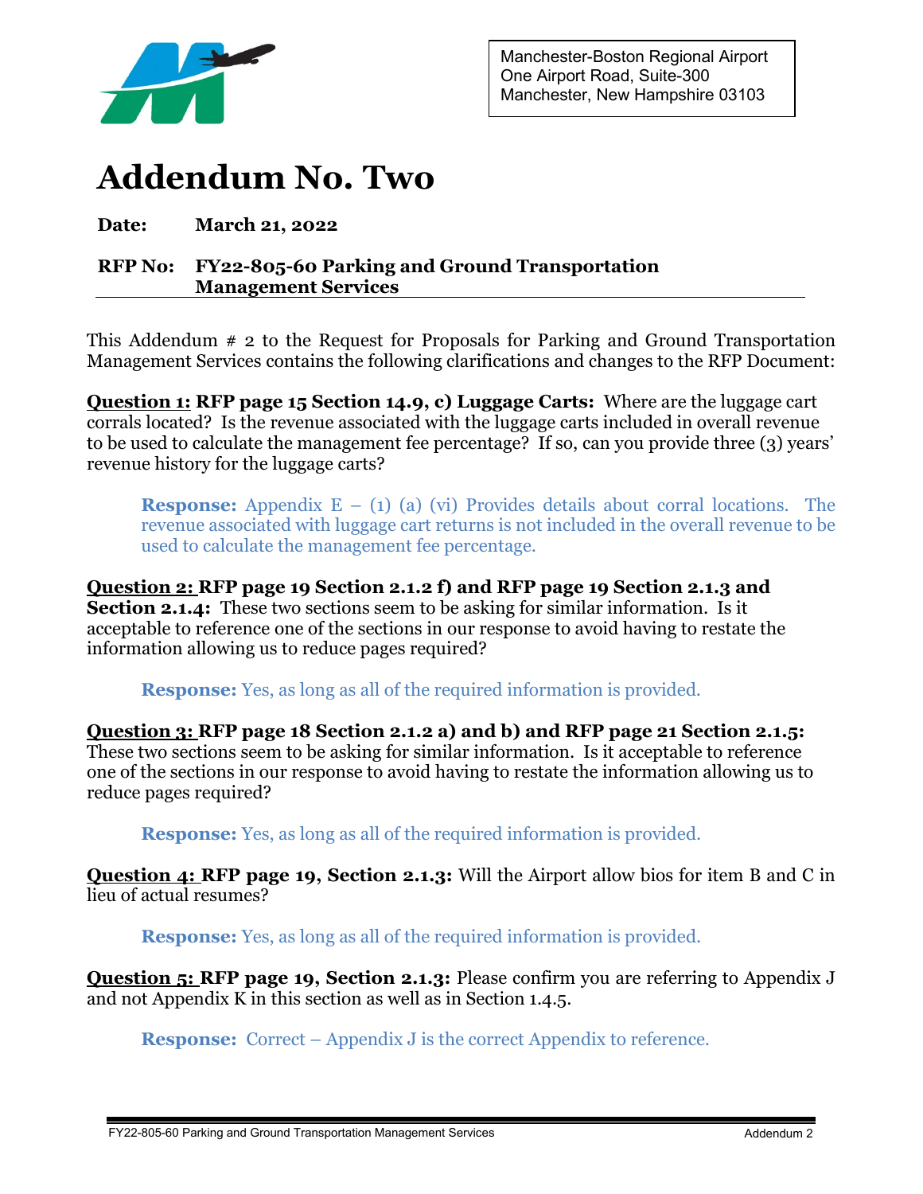Manchester-Boston Regional Airport
One Airport Road, Suite-300
Manchester, New Hampshire 03103

# Addendum No. Two

**Date:** **March 21, 2022**

**RFP No:** **FY22-805-60 Parking and Ground Transportation Management Services**

This Addendum # 2 to the Request for Proposals for Parking and Ground Transportation Management Services contains the following clarifications and changes to the RFP Document:

**Question 1: RFP page 15 Section 14.9, c) Luggage Carts:** Where are the luggage cart corrals located? Is the revenue associated with the luggage carts included in overall revenue to be used to calculate the management fee percentage? If so, can you provide three (3) years' revenue history for the luggage carts?

> **Response:** Appendix E – (1) (a) (vi) Provides details about corral locations. The revenue associated with luggage cart returns is not included in the overall revenue to be used to calculate the management fee percentage.

**Question 2: RFP page 19 Section 2.1.2 f) and RFP page 19 Section 2.1.3 and Section 2.1.4:** These two sections seem to be asking for similar information. Is it acceptable to reference one of the sections in our response to avoid having to restate the information allowing us to reduce pages required?

> **Response:** Yes, as long as all of the required information is provided.

**Question 3: RFP page 18 Section 2.1.2 a) and b) and RFP page 21 Section 2.1.5:** These two sections seem to be asking for similar information. Is it acceptable to reference one of the sections in our response to avoid having to restate the information allowing us to reduce pages required?

> **Response:** Yes, as long as all of the required information is provided.

**Question 4: RFP page 19, Section 2.1.3:** Will the Airport allow bios for item B and C in lieu of actual resumes?

> **Response:** Yes, as long as all of the required information is provided.

**Question 5: RFP page 19, Section 2.1.3:** Please confirm you are referring to Appendix J and not Appendix K in this section as well as in Section 1.4.5.

> **Response:** Correct – Appendix J is the correct Appendix to reference.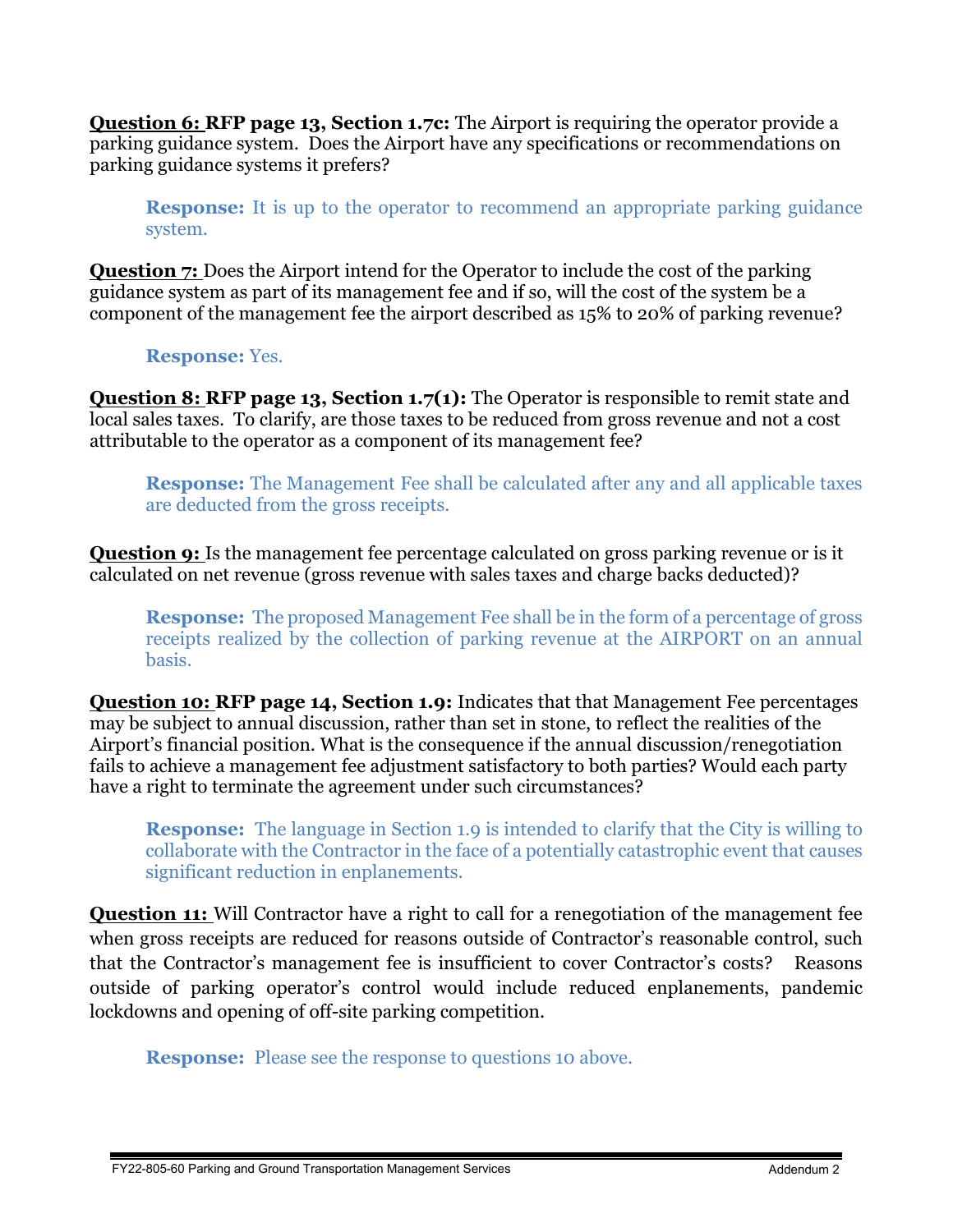**Question 6: RFP page 13, Section 1.7c:** The Airport is requiring the operator provide a parking guidance system. Does the Airport have any specifications or recommendations on parking guidance systems it prefers?

> **Response:** It is up to the operator to recommend an appropriate parking guidance system.

**Question 7:** Does the Airport intend for the Operator to include the cost of the parking guidance system as part of its management fee and if so, will the cost of the system be a component of the management fee the airport described as 15% to 20% of parking revenue?

> **Response:** Yes.

**Question 8: RFP page 13, Section 1.7(1):** The Operator is responsible to remit state and local sales taxes. To clarify, are those taxes to be reduced from gross revenue and not a cost attributable to the operator as a component of its management fee?

> **Response:** The Management Fee shall be calculated after any and all applicable taxes are deducted from the gross receipts.

**Question 9:** Is the management fee percentage calculated on gross parking revenue or is it calculated on net revenue (gross revenue with sales taxes and charge backs deducted)?

> **Response:** The proposed Management Fee shall be in the form of a percentage of gross receipts realized by the collection of parking revenue at the AIRPORT on an annual basis.

**Question 10: RFP page 14, Section 1.9:** Indicates that that Management Fee percentages may be subject to annual discussion, rather than set in stone, to reflect the realities of the Airport's financial position. What is the consequence if the annual discussion/renegotiation fails to achieve a management fee adjustment satisfactory to both parties? Would each party have a right to terminate the agreement under such circumstances?

> **Response:** The language in Section 1.9 is intended to clarify that the City is willing to collaborate with the Contractor in the face of a potentially catastrophic event that causes significant reduction in enplanements.

**Question 11:** Will Contractor have a right to call for a renegotiation of the management fee when gross receipts are reduced for reasons outside of Contractor's reasonable control, such that the Contractor's management fee is insufficient to cover Contractor's costs? Reasons outside of parking operator's control would include reduced enplanements, pandemic lockdowns and opening of off-site parking competition.

> **Response:** Please see the response to questions 10 above.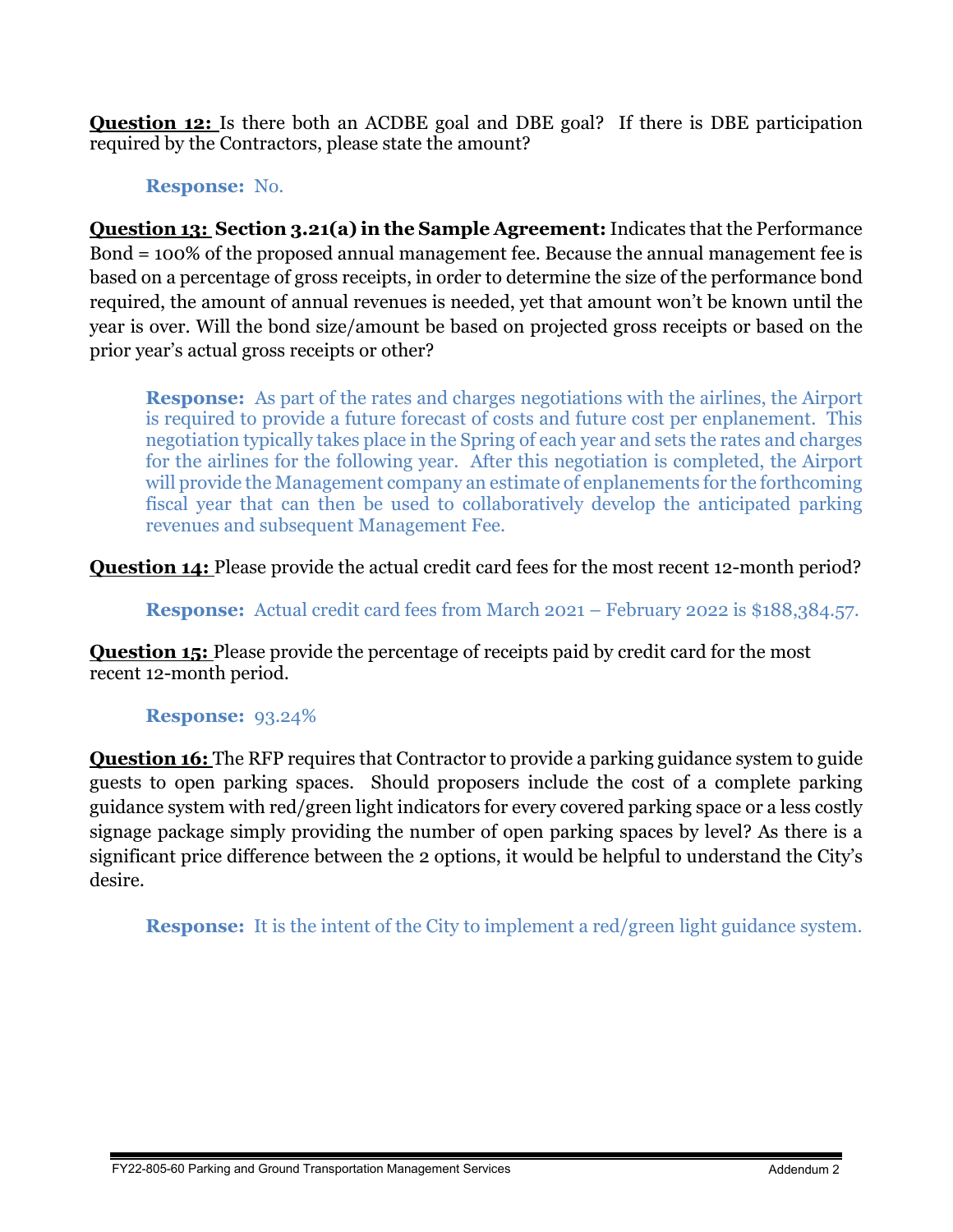**Question 12:** Is there both an ACDBE goal and DBE goal? If there is DBE participation required by the Contractors, please state the amount?

**Response:** No.

**Question 13: Section 3.21(a) in the Sample Agreement:** Indicates that the Performance Bond = 100% of the proposed annual management fee. Because the annual management fee is based on a percentage of gross receipts, in order to determine the size of the performance bond required, the amount of annual revenues is needed, yet that amount won't be known until the year is over. Will the bond size/amount be based on projected gross receipts or based on the prior year's actual gross receipts or other?

**Response:** As part of the rates and charges negotiations with the airlines, the Airport is required to provide a future forecast of costs and future cost per enplanement. This negotiation typically takes place in the Spring of each year and sets the rates and charges for the airlines for the following year. After this negotiation is completed, the Airport will provide the Management company an estimate of enplanements for the forthcoming fiscal year that can then be used to collaboratively develop the anticipated parking revenues and subsequent Management Fee.

**Question 14:** Please provide the actual credit card fees for the most recent 12-month period?

**Response:** Actual credit card fees from March 2021 – February 2022 is $188,384.57.

**Question 15:** Please provide the percentage of receipts paid by credit card for the most recent 12-month period.

**Response:** 93.24%

**Question 16:** The RFP requires that Contractor to provide a parking guidance system to guide guests to open parking spaces. Should proposers include the cost of a complete parking guidance system with red/green light indicators for every covered parking space or a less costly signage package simply providing the number of open parking spaces by level? As there is a significant price difference between the 2 options, it would be helpful to understand the City's desire.

**Response:** It is the intent of the City to implement a red/green light guidance system.